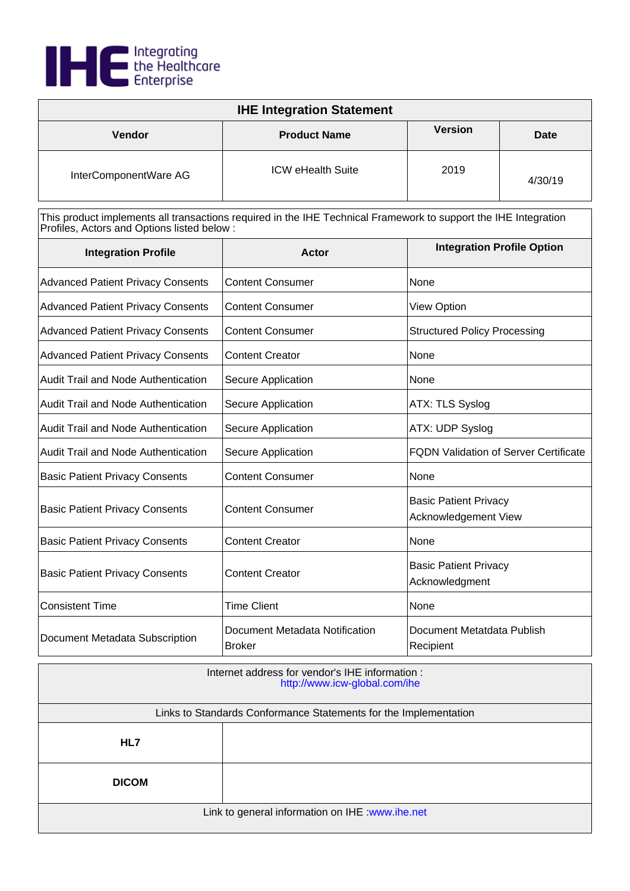IHE Integrating the Healthcare Enterprise

| IHE Integration Statement | | | |
|---|---|---|---|
| **Vendor** | **Product Name** | **Version** | **Date** |
| InterComponentWare AG | ICW eHealth Suite | 2019 | 4/30/19 |

This product implements all transactions required in the IHE Technical Framework to support the IHE Integration Profiles, Actors and Options listed below :

| Integration Profile | Actor | Integration Profile Option |
|---|---|---|
| Advanced Patient Privacy Consents | Content Consumer | None |
| Advanced Patient Privacy Consents | Content Consumer | View Option |
| Advanced Patient Privacy Consents | Content Consumer | Structured Policy Processing |
| Advanced Patient Privacy Consents | Content Creator | None |
| Audit Trail and Node Authentication | Secure Application | None |
| Audit Trail and Node Authentication | Secure Application | ATX: TLS Syslog |
| Audit Trail and Node Authentication | Secure Application | ATX: UDP Syslog |
| Audit Trail and Node Authentication | Secure Application | FQDN Validation of Server Certificate |
| Basic Patient Privacy Consents | Content Consumer | None |
| Basic Patient Privacy Consents | Content Consumer | Basic Patient Privacy Acknowledgement View |
| Basic Patient Privacy Consents | Content Creator | None |
| Basic Patient Privacy Consents | Content Creator | Basic Patient Privacy Acknowledgment |
| Consistent Time | Time Client | None |
| Document Metadata Subscription | Document Metadata Notification Broker | Document Metatdata Publish Recipient |

| Internet address for vendor's IHE information : http://www.icw-global.com/ihe | |
|---|---|
| Links to Standards Conformance Statements for the Implementation | |
| **HL7** | |
| **DICOM** | |
| Link to general information on IHE :www.ihe.net | |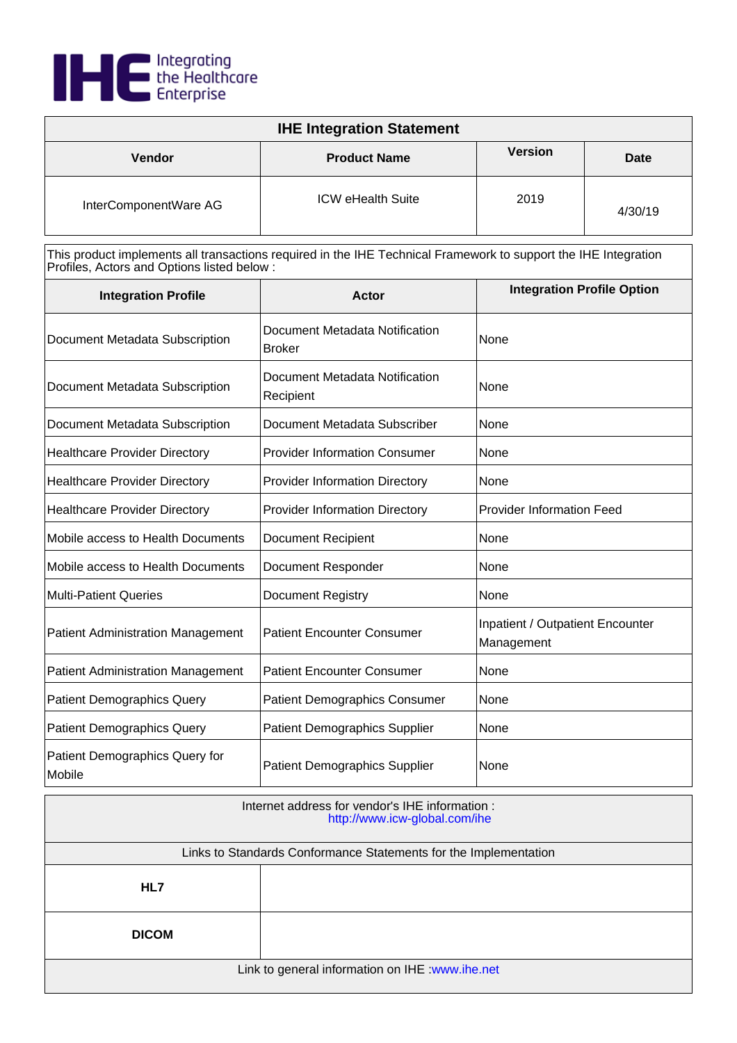# IHE Integration Statement

| Vendor | Product Name | Version | Date |
| --- | --- | --- | --- |
| InterComponentWare AG | ICW eHealth Suite | 2019 | 4/30/19 |

This product implements all transactions required in the IHE Technical Framework to support the IHE Integration Profiles, Actors and Options listed below :

| Integration Profile | Actor | Integration Profile Option |
| --- | --- | --- |
| Document Metadata Subscription | Document Metadata Notification Broker | None |
| Document Metadata Subscription | Document Metadata Notification Recipient | None |
| Document Metadata Subscription | Document Metadata Subscriber | None |
| Healthcare Provider Directory | Provider Information Consumer | None |
| Healthcare Provider Directory | Provider Information Directory | None |
| Healthcare Provider Directory | Provider Information Directory | Provider Information Feed |
| Mobile access to Health Documents | Document Recipient | None |
| Mobile access to Health Documents | Document Responder | None |
| Multi-Patient Queries | Document Registry | None |
| Patient Administration Management | Patient Encounter Consumer | Inpatient / Outpatient Encounter Management |
| Patient Administration Management | Patient Encounter Consumer | None |
| Patient Demographics Query | Patient Demographics Consumer | None |
| Patient Demographics Query | Patient Demographics Supplier | None |
| Patient Demographics Query for Mobile | Patient Demographics Supplier | None |

Internet address for vendor's IHE information : http://www.icw-global.com/ihe

Links to Standards Conformance Statements for the Implementation

| | |
| --- | --- |
| **HL7** | |
| **DICOM** | |

Link to general information on IHE :www.ihe.net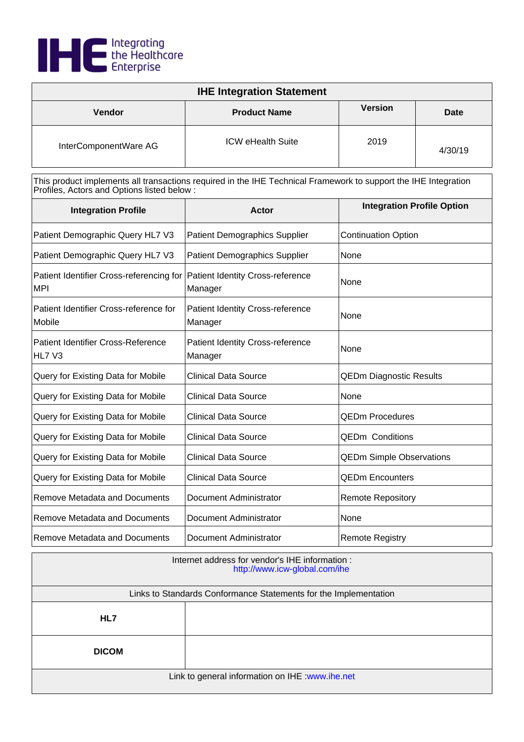IHE Integrating the Healthcare Enterprise

| IHE Integration Statement | | | |
|---|---|---|---|
| **Vendor** | **Product Name** | **Version** | **Date** |
| InterComponentWare AG | ICW eHealth Suite | 2019 | 4/30/19 |

This product implements all transactions required in the IHE Technical Framework to support the IHE Integration Profiles, Actors and Options listed below :

| Integration Profile | Actor | Integration Profile Option |
|---|---|---|
| Patient Demographic Query HL7 V3 | Patient Demographics Supplier | Continuation Option |
| Patient Demographic Query HL7 V3 | Patient Demographics Supplier | None |
| Patient Identifier Cross-referencing for MPI | Patient Identity Cross-reference Manager | None |
| Patient Identifier Cross-reference for Mobile | Patient Identity Cross-reference Manager | None |
| Patient Identifier Cross-Reference HL7 V3 | Patient Identity Cross-reference Manager | None |
| Query for Existing Data for Mobile | Clinical Data Source | QEDm Diagnostic Results |
| Query for Existing Data for Mobile | Clinical Data Source | None |
| Query for Existing Data for Mobile | Clinical Data Source | QEDm Procedures |
| Query for Existing Data for Mobile | Clinical Data Source | QEDm Conditions |
| Query for Existing Data for Mobile | Clinical Data Source | QEDm Simple Observations |
| Query for Existing Data for Mobile | Clinical Data Source | QEDm Encounters |
| Remove Metadata and Documents | Document Administrator | Remote Repository |
| Remove Metadata and Documents | Document Administrator | None |
| Remove Metadata and Documents | Document Administrator | Remote Registry |

Internet address for vendor's IHE information : http://www.icw-global.com/ihe

| Links to Standards Conformance Statements for the Implementation | |
|---|---|
| **HL7** | |
| **DICOM** | |

Link to general information on IHE :www.ihe.net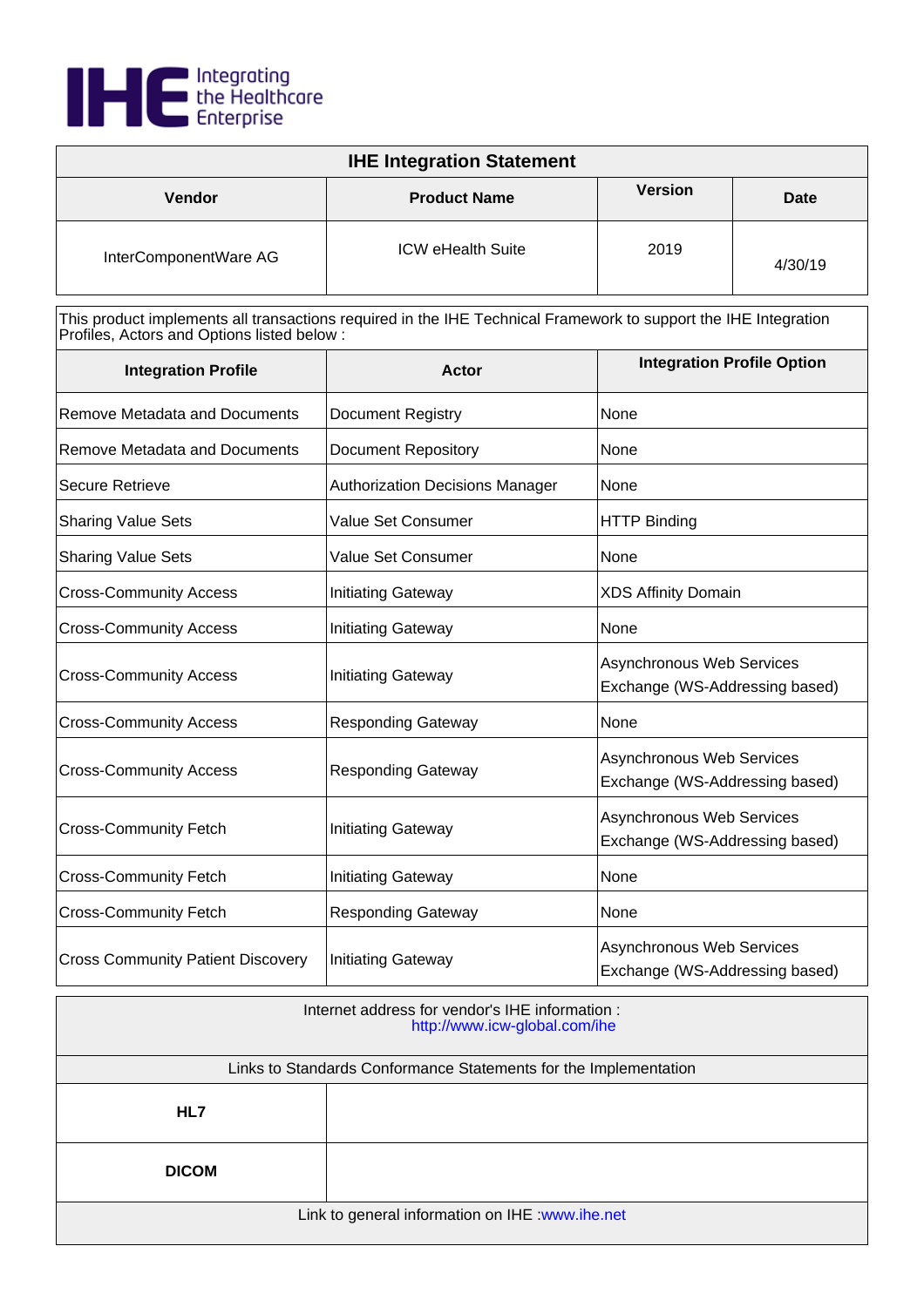**IHE** Integrating the Healthcare Enterprise

| IHE Integration Statement | | | |
|---|---|---|---|
| **Vendor** | **Product Name** | **Version** | **Date** |
| InterComponentWare AG | ICW eHealth Suite | 2019 | 4/30/19 |

This product implements all transactions required in the IHE Technical Framework to support the IHE Integration Profiles, Actors and Options listed below :

| Integration Profile | Actor | Integration Profile Option |
|---|---|---|
| Remove Metadata and Documents | Document Registry | None |
| Remove Metadata and Documents | Document Repository | None |
| Secure Retrieve | Authorization Decisions Manager | None |
| Sharing Value Sets | Value Set Consumer | HTTP Binding |
| Sharing Value Sets | Value Set Consumer | None |
| Cross-Community Access | Initiating Gateway | XDS Affinity Domain |
| Cross-Community Access | Initiating Gateway | None |
| Cross-Community Access | Initiating Gateway | Asynchronous Web Services Exchange (WS-Addressing based) |
| Cross-Community Access | Responding Gateway | None |
| Cross-Community Access | Responding Gateway | Asynchronous Web Services Exchange (WS-Addressing based) |
| Cross-Community Fetch | Initiating Gateway | Asynchronous Web Services Exchange (WS-Addressing based) |
| Cross-Community Fetch | Initiating Gateway | None |
| Cross-Community Fetch | Responding Gateway | None |
| Cross Community Patient Discovery | Initiating Gateway | Asynchronous Web Services Exchange (WS-Addressing based) |

Internet address for vendor's IHE information : http://www.icw-global.com/ihe

| Links to Standards Conformance Statements for the Implementation | |
|---|---|
| **HL7** | |
| **DICOM** | |

Link to general information on IHE :www.ihe.net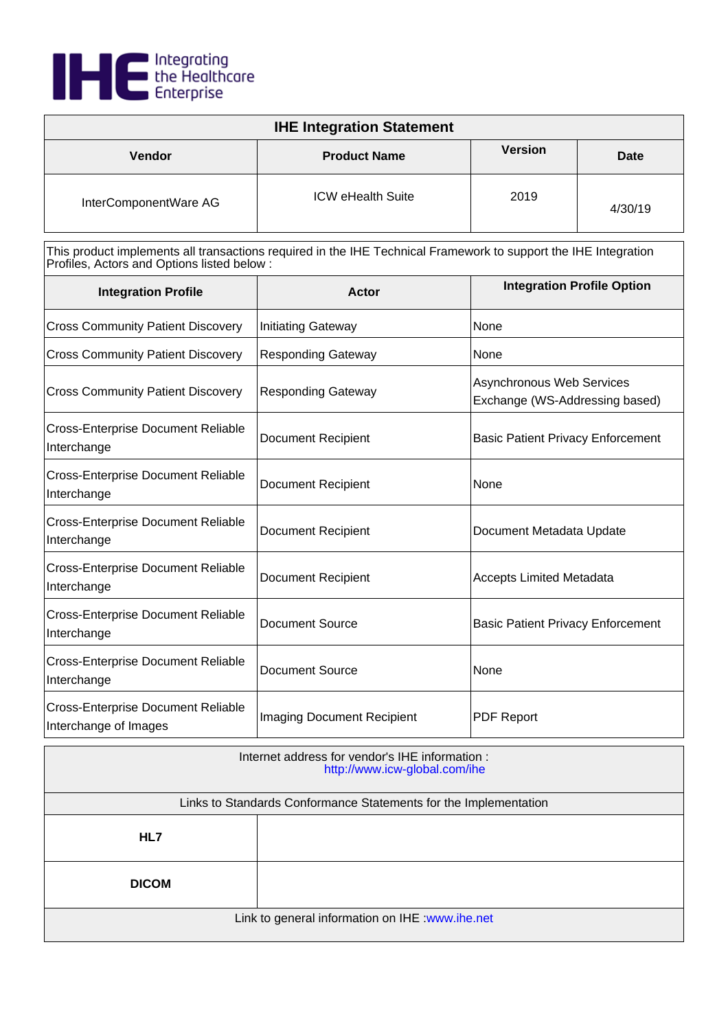IHE Integrating the Healthcare Enterprise

| IHE Integration Statement | | | |
|---|---|---|---|
| **Vendor** | **Product Name** | **Version** | **Date** |
| InterComponentWare AG | ICW eHealth Suite | 2019 | 4/30/19 |

This product implements all transactions required in the IHE Technical Framework to support the IHE Integration Profiles, Actors and Options listed below :

| Integration Profile | Actor | Integration Profile Option |
|---|---|---|
| Cross Community Patient Discovery | Initiating Gateway | None |
| Cross Community Patient Discovery | Responding Gateway | None |
| Cross Community Patient Discovery | Responding Gateway | Asynchronous Web Services Exchange (WS-Addressing based) |
| Cross-Enterprise Document Reliable Interchange | Document Recipient | Basic Patient Privacy Enforcement |
| Cross-Enterprise Document Reliable Interchange | Document Recipient | None |
| Cross-Enterprise Document Reliable Interchange | Document Recipient | Document Metadata Update |
| Cross-Enterprise Document Reliable Interchange | Document Recipient | Accepts Limited Metadata |
| Cross-Enterprise Document Reliable Interchange | Document Source | Basic Patient Privacy Enforcement |
| Cross-Enterprise Document Reliable Interchange | Document Source | None |
| Cross-Enterprise Document Reliable Interchange of Images | Imaging Document Recipient | PDF Report |

Internet address for vendor's IHE information : http://www.icw-global.com/ihe

| Links to Standards Conformance Statements for the Implementation | |
|---|---|
| **HL7** | |
| **DICOM** | |

Link to general information on IHE :www.ihe.net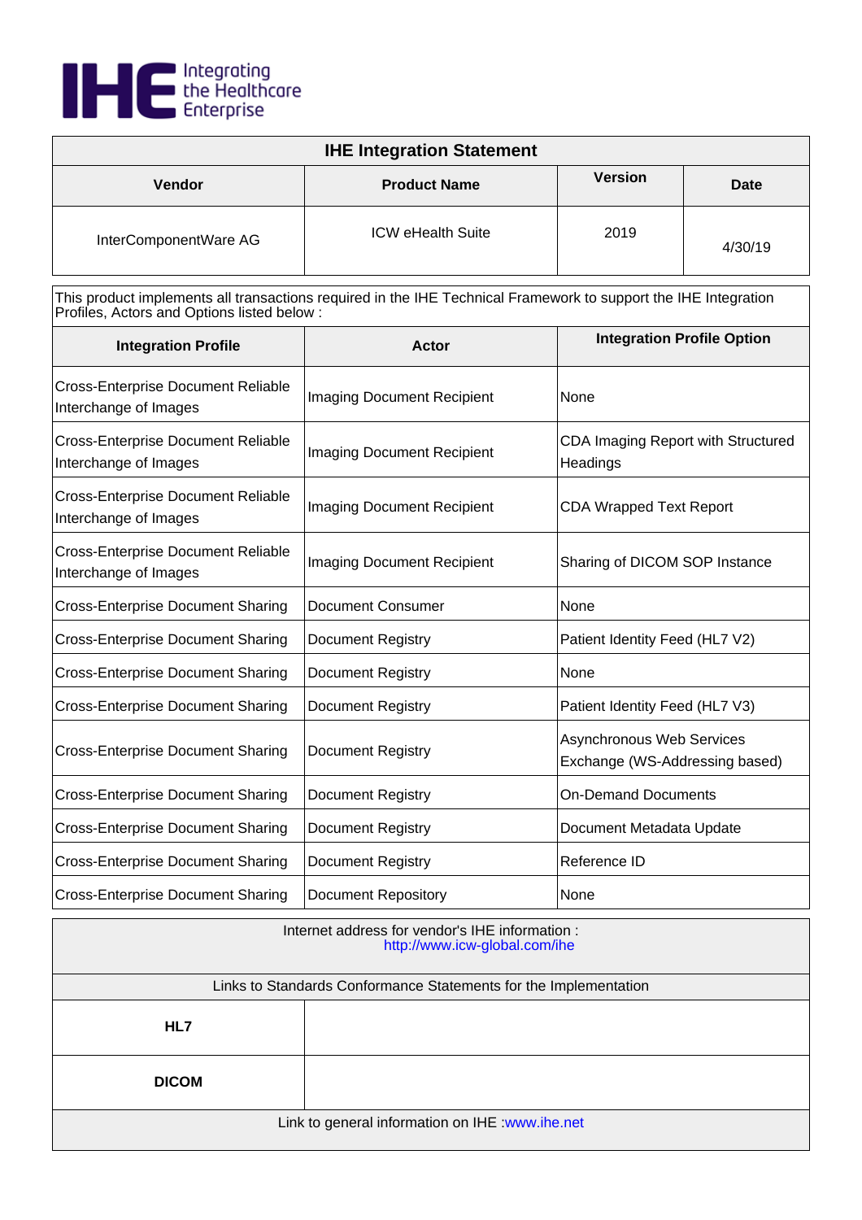**IHE** Integrating the Healthcare Enterprise

| IHE Integration Statement | | | |
|---|---|---|---|
| **Vendor** | **Product Name** | **Version** | **Date** |
| InterComponentWare AG | ICW eHealth Suite | 2019 | 4/30/19 |

This product implements all transactions required in the IHE Technical Framework to support the IHE Integration Profiles, Actors and Options listed below :

| Integration Profile | Actor | Integration Profile Option |
|---|---|---|
| Cross-Enterprise Document Reliable Interchange of Images | Imaging Document Recipient | None |
| Cross-Enterprise Document Reliable Interchange of Images | Imaging Document Recipient | CDA Imaging Report with Structured Headings |
| Cross-Enterprise Document Reliable Interchange of Images | Imaging Document Recipient | CDA Wrapped Text Report |
| Cross-Enterprise Document Reliable Interchange of Images | Imaging Document Recipient | Sharing of DICOM SOP Instance |
| Cross-Enterprise Document Sharing | Document Consumer | None |
| Cross-Enterprise Document Sharing | Document Registry | Patient Identity Feed (HL7 V2) |
| Cross-Enterprise Document Sharing | Document Registry | None |
| Cross-Enterprise Document Sharing | Document Registry | Patient Identity Feed (HL7 V3) |
| Cross-Enterprise Document Sharing | Document Registry | Asynchronous Web Services Exchange (WS-Addressing based) |
| Cross-Enterprise Document Sharing | Document Registry | On-Demand Documents |
| Cross-Enterprise Document Sharing | Document Registry | Document Metadata Update |
| Cross-Enterprise Document Sharing | Document Registry | Reference ID |
| Cross-Enterprise Document Sharing | Document Repository | None |

| Internet address for vendor's IHE information : http://www.icw-global.com/ihe | |
|---|---|
| Links to Standards Conformance Statements for the Implementation | |
| **HL7** | |
| **DICOM** | |
| Link to general information on IHE :www.ihe.net | |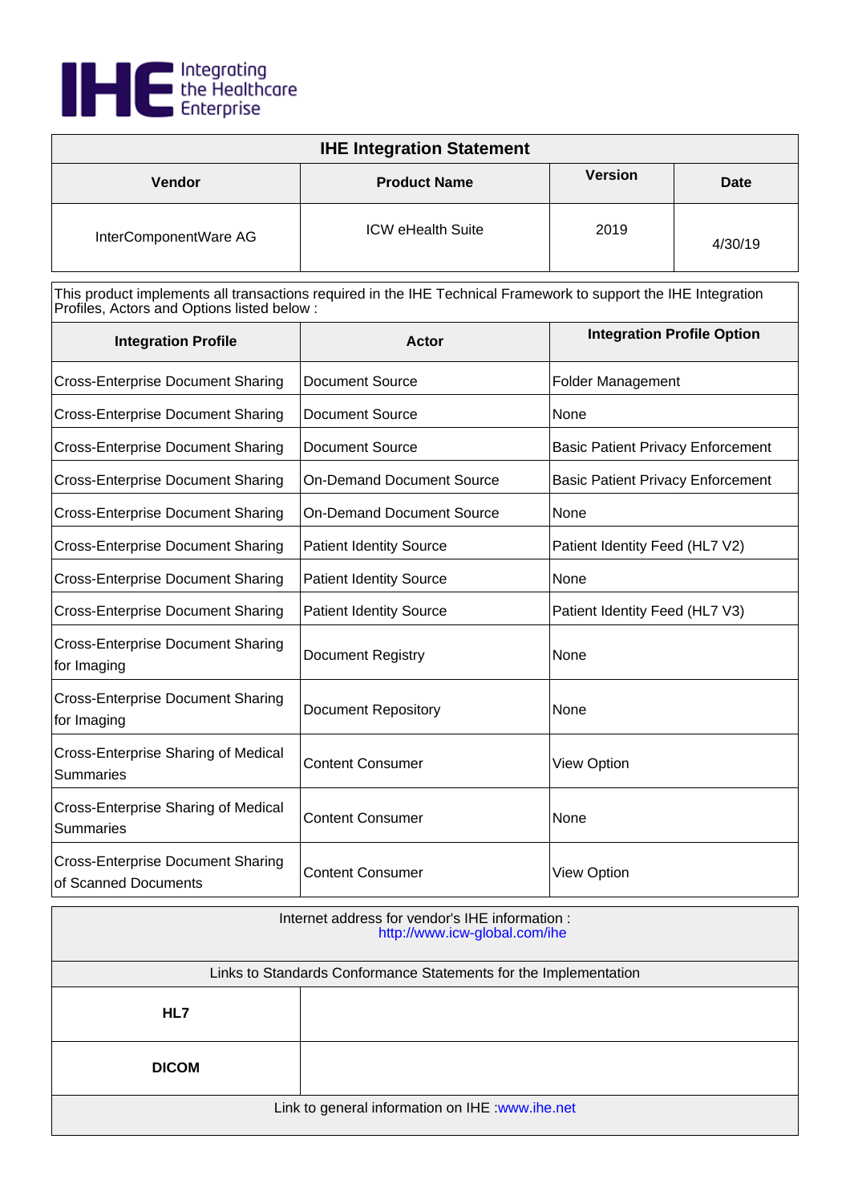# IHE Integrating the Healthcare Enterprise

| IHE Integration Statement | | | |
|---|---|---|---|
| **Vendor** | **Product Name** | **Version** | **Date** |
| InterComponentWare AG | ICW eHealth Suite | 2019 | 4/30/19 |

This product implements all transactions required in the IHE Technical Framework to support the IHE Integration Profiles, Actors and Options listed below :

| Integration Profile | Actor | Integration Profile Option |
|---|---|---|
| Cross-Enterprise Document Sharing | Document Source | Folder Management |
| Cross-Enterprise Document Sharing | Document Source | None |
| Cross-Enterprise Document Sharing | Document Source | Basic Patient Privacy Enforcement |
| Cross-Enterprise Document Sharing | On-Demand Document Source | Basic Patient Privacy Enforcement |
| Cross-Enterprise Document Sharing | On-Demand Document Source | None |
| Cross-Enterprise Document Sharing | Patient Identity Source | Patient Identity Feed (HL7 V2) |
| Cross-Enterprise Document Sharing | Patient Identity Source | None |
| Cross-Enterprise Document Sharing | Patient Identity Source | Patient Identity Feed (HL7 V3) |
| Cross-Enterprise Document Sharing for Imaging | Document Registry | None |
| Cross-Enterprise Document Sharing for Imaging | Document Repository | None |
| Cross-Enterprise Sharing of Medical Summaries | Content Consumer | View Option |
| Cross-Enterprise Sharing of Medical Summaries | Content Consumer | None |
| Cross-Enterprise Document Sharing of Scanned Documents | Content Consumer | View Option |

Internet address for vendor's IHE information : http://www.icw-global.com/ihe

| Links to Standards Conformance Statements for the Implementation | |
|---|---|
| **HL7** | |
| **DICOM** | |

Link to general information on IHE :www.ihe.net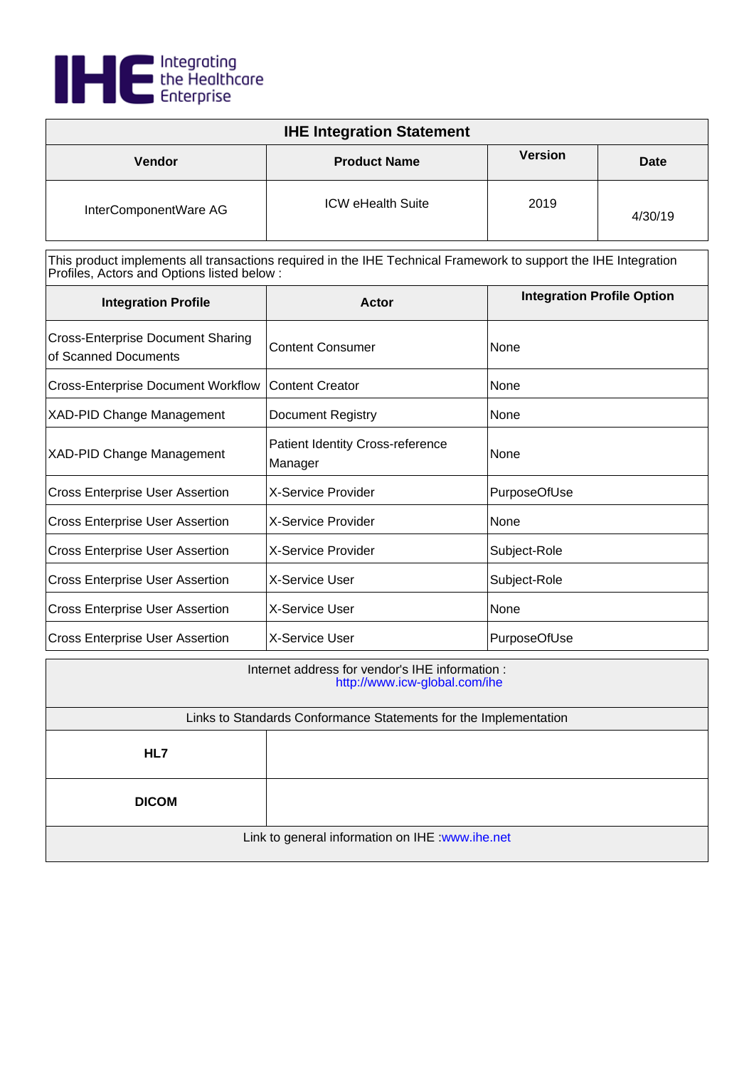Integrating the Healthcare Enterprise

| IHE Integration Statement | | | |
|---|---|---|---|
| **Vendor** | **Product Name** | **Version** | **Date** |
| InterComponentWare AG | ICW eHealth Suite | 2019 | 4/30/19 |

This product implements all transactions required in the IHE Technical Framework to support the IHE Integration Profiles, Actors and Options listed below :

| Integration Profile | Actor | Integration Profile Option |
|---|---|---|
| Cross-Enterprise Document Sharing of Scanned Documents | Content Consumer | None |
| Cross-Enterprise Document Workflow | Content Creator | None |
| XAD-PID Change Management | Document Registry | None |
| XAD-PID Change Management | Patient Identity Cross-reference Manager | None |
| Cross Enterprise User Assertion | X-Service Provider | PurposeOfUse |
| Cross Enterprise User Assertion | X-Service Provider | None |
| Cross Enterprise User Assertion | X-Service Provider | Subject-Role |
| Cross Enterprise User Assertion | X-Service User | Subject-Role |
| Cross Enterprise User Assertion | X-Service User | None |
| Cross Enterprise User Assertion | X-Service User | PurposeOfUse |

Internet address for vendor's IHE information : http://www.icw-global.com/ihe

| Links to Standards Conformance Statements for the Implementation | |
|---|---|
| **HL7** | |
| **DICOM** | |

Link to general information on IHE :www.ihe.net